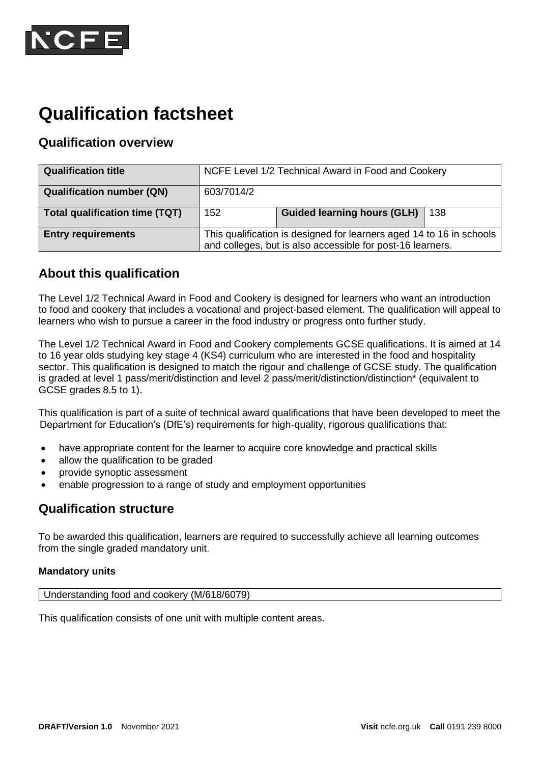# Qualification factsheet

## Qualification overview

| Qualification title | NCFE Level 1/2 Technical Award in Food and Cookery | | |
|---|---|---|---|
| **Qualification number (QN)** | 603/7014/2 | | |
| **Total qualification time (TQT)** | 152 | **Guided learning hours (GLH)** | 138 |
| **Entry requirements** | This qualification is designed for learners aged 14 to 16 in schools and colleges, but is also accessible for post-16 learners. | | |

## About this qualification

The Level 1/2 Technical Award in Food and Cookery is designed for learners who want an introduction to food and cookery that includes a vocational and project-based element. The qualification will appeal to learners who wish to pursue a career in the food industry or progress onto further study.

The Level 1/2 Technical Award in Food and Cookery complements GCSE qualifications. It is aimed at 14 to 16 year olds studying key stage 4 (KS4) curriculum who are interested in the food and hospitality sector. This qualification is designed to match the rigour and challenge of GCSE study. The qualification is graded at level 1 pass/merit/distinction and level 2 pass/merit/distinction/distinction* (equivalent to GCSE grades 8.5 to 1).

This qualification is part of a suite of technical award qualifications that have been developed to meet the Department for Education's (DfE's) requirements for high-quality, rigorous qualifications that:

- have appropriate content for the learner to acquire core knowledge and practical skills
- allow the qualification to be graded
- provide synoptic assessment
- enable progression to a range of study and employment opportunities

## Qualification structure

To be awarded this qualification, learners are required to successfully achieve all learning outcomes from the single graded mandatory unit.

**Mandatory units**

| Understanding food and cookery (M/618/6079) |
|---|

This qualification consists of one unit with multiple content areas.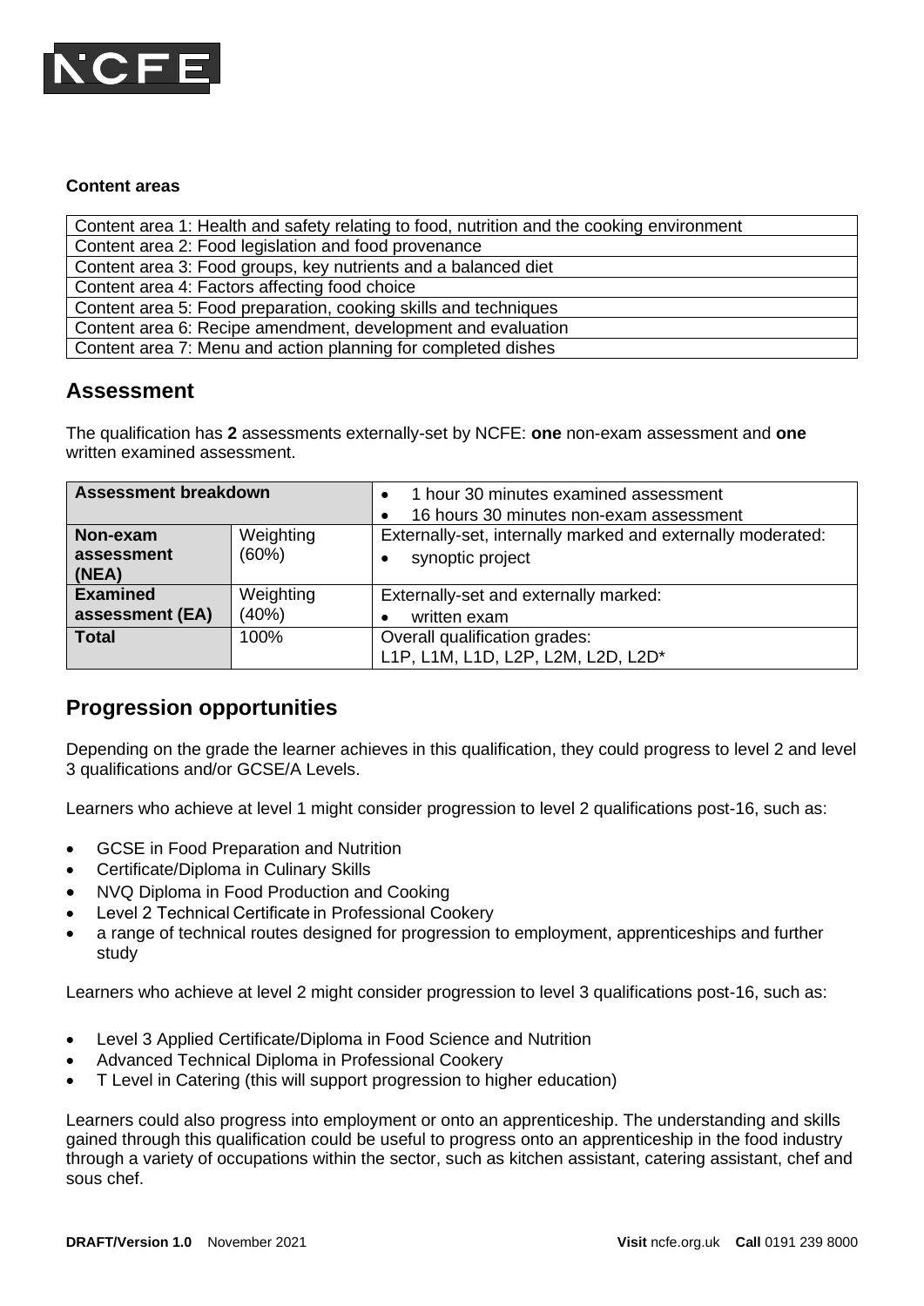**Content areas**

| Content area 1: Health and safety relating to food, nutrition and the cooking environment |
|---|
| Content area 2: Food legislation and food provenance |
| Content area 3: Food groups, key nutrients and a balanced diet |
| Content area 4: Factors affecting food choice |
| Content area 5: Food preparation, cooking skills and techniques |
| Content area 6: Recipe amendment, development and evaluation |
| Content area 7: Menu and action planning for completed dishes |

## Assessment

The qualification has **2** assessments externally-set by NCFE: **one** non-exam assessment and **one** written examined assessment.

| **Assessment breakdown** | | • 1 hour 30 minutes examined assessment<br>• 16 hours 30 minutes non-exam assessment |
|---|---|---|
| **Non-exam assessment (NEA)** | Weighting (60%) | Externally-set, internally marked and externally moderated:<br>• synoptic project |
| **Examined assessment (EA)** | Weighting (40%) | Externally-set and externally marked:<br>• written exam |
| **Total** | 100% | Overall qualification grades:<br>L1P, L1M, L1D, L2P, L2M, L2D, L2D* |

## Progression opportunities

Depending on the grade the learner achieves in this qualification, they could progress to level 2 and level 3 qualifications and/or GCSE/A Levels.

Learners who achieve at level 1 might consider progression to level 2 qualifications post-16, such as:

- GCSE in Food Preparation and Nutrition
- Certificate/Diploma in Culinary Skills
- NVQ Diploma in Food Production and Cooking
- Level 2 Technical Certificate in Professional Cookery
- a range of technical routes designed for progression to employment, apprenticeships and further study

Learners who achieve at level 2 might consider progression to level 3 qualifications post-16, such as:

- Level 3 Applied Certificate/Diploma in Food Science and Nutrition
- Advanced Technical Diploma in Professional Cookery
- T Level in Catering (this will support progression to higher education)

Learners could also progress into employment or onto an apprenticeship. The understanding and skills gained through this qualification could be useful to progress onto an apprenticeship in the food industry through a variety of occupations within the sector, such as kitchen assistant, catering assistant, chef and sous chef.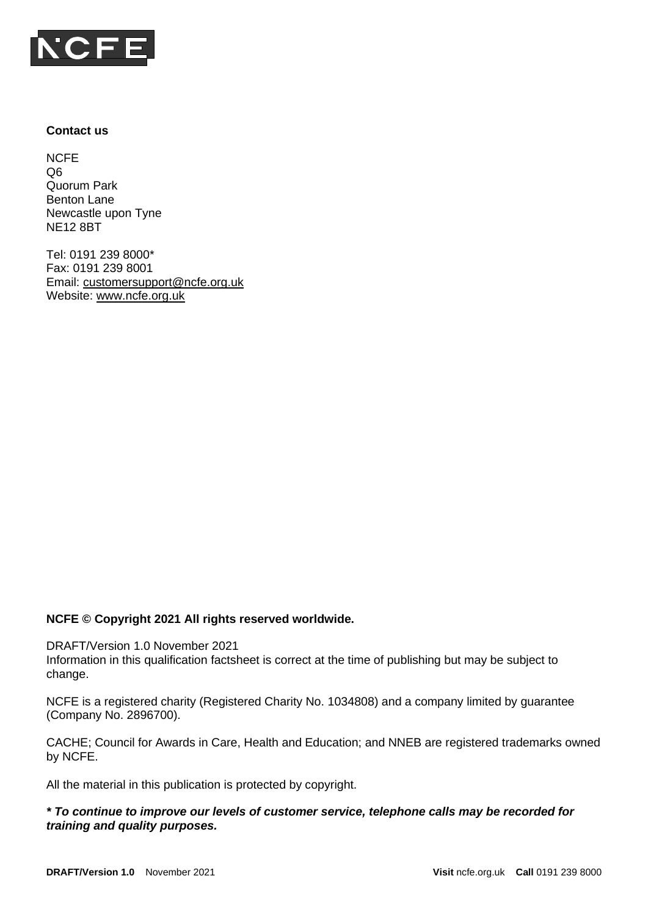**Contact us**

NCFE
Q6
Quorum Park
Benton Lane
Newcastle upon Tyne
NE12 8BT

Tel: 0191 239 8000*
Fax: 0191 239 8001
Email: customersupport@ncfe.org.uk
Website: www.ncfe.org.uk

**NCFE © Copyright 2021 All rights reserved worldwide.**

DRAFT/Version 1.0 November 2021
Information in this qualification factsheet is correct at the time of publishing but may be subject to change.

NCFE is a registered charity (Registered Charity No. 1034808) and a company limited by guarantee (Company No. 2896700).

CACHE; Council for Awards in Care, Health and Education; and NNEB are registered trademarks owned by NCFE.

All the material in this publication is protected by copyright.

***** ***To continue to improve our levels of customer service, telephone calls may be recorded for training and quality purposes.***